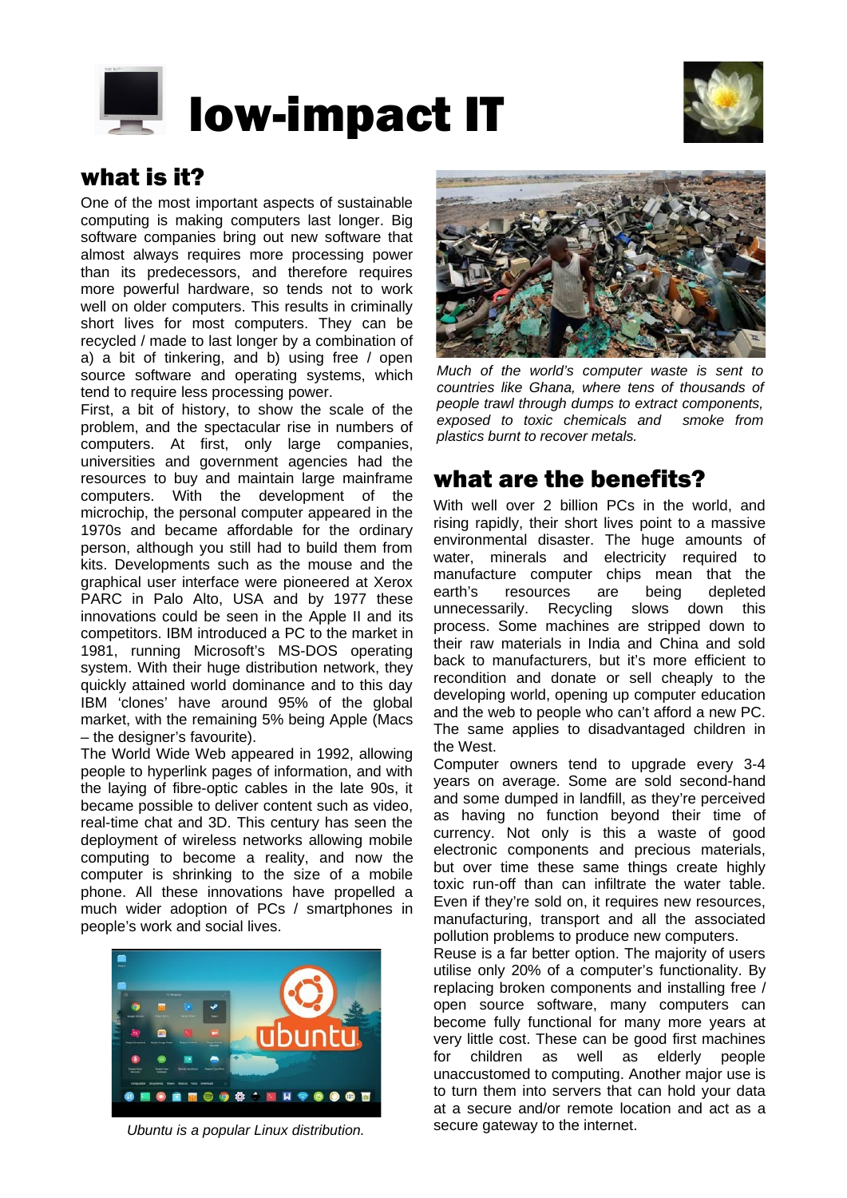# low-impact IT

## what is it?

One of the most important aspects of sustainable computing is making computers last longer. Big software companies bring out new software that almost always requires more processing power than its predecessors, and therefore requires more powerful hardware, so tends not to work well on older computers. This results in criminally short lives for most computers. They can be recycled / made to last longer by a combination of a) a bit of tinkering, and b) using free / open source software and operating systems, which tend to require less processing power.

First, a bit of history, to show the scale of the problem, and the spectacular rise in numbers of computers. At first, only large companies, universities and government agencies had the resources to buy and maintain large mainframe computers. With the development of the microchip, the personal computer appeared in the 1970s and became affordable for the ordinary person, although you still had to build them from kits. Developments such as the mouse and the graphical user interface were pioneered at Xerox PARC in Palo Alto, USA and by 1977 these innovations could be seen in the Apple II and its competitors. IBM introduced a PC to the market in 1981, running Microsoft's MS-DOS operating system. With their huge distribution network, they quickly attained world dominance and to this day IBM 'clones' have around 95% of the global market, with the remaining 5% being Apple (Macs – the designer's favourite).

The World Wide Web appeared in 1992, allowing people to hyperlink pages of information, and with the laying of fibre-optic cables in the late 90s, it became possible to deliver content such as video, real-time chat and 3D. This century has seen the deployment of wireless networks allowing mobile computing to become a reality, and now the computer is shrinking to the size of a mobile phone. All these innovations have propelled a much wider adoption of PCs / smartphones in people's work and social lives.

*Ubuntu is a popular Linux distribution.*

*Much of the world's computer waste is sent to countries like Ghana, where tens of thousands of people trawl through dumps to extract components, exposed to toxic chemicals and smoke from plastics burnt to recover metals.*

## what are the benefits?

With well over 2 billion PCs in the world, and rising rapidly, their short lives point to a massive environmental disaster. The huge amounts of water, minerals and electricity required to manufacture computer chips mean that the earth's resources are being depleted unnecessarily. Recycling slows down this process. Some machines are stripped down to their raw materials in India and China and sold back to manufacturers, but it's more efficient to recondition and donate or sell cheaply to the developing world, opening up computer education and the web to people who can't afford a new PC. The same applies to disadvantaged children in the West.

Computer owners tend to upgrade every 3-4 years on average. Some are sold second-hand and some dumped in landfill, as they're perceived as having no function beyond their time of currency. Not only is this a waste of good electronic components and precious materials, but over time these same things create highly toxic run-off than can infiltrate the water table. Even if they're sold on, it requires new resources, manufacturing, transport and all the associated pollution problems to produce new computers.

Reuse is a far better option. The majority of users utilise only 20% of a computer's functionality. By replacing broken components and installing free / open source software, many computers can become fully functional for many more years at very little cost. These can be good first machines for children as well as elderly people unaccustomed to computing. Another major use is to turn them into servers that can hold your data at a secure and/or remote location and act as a secure gateway to the internet.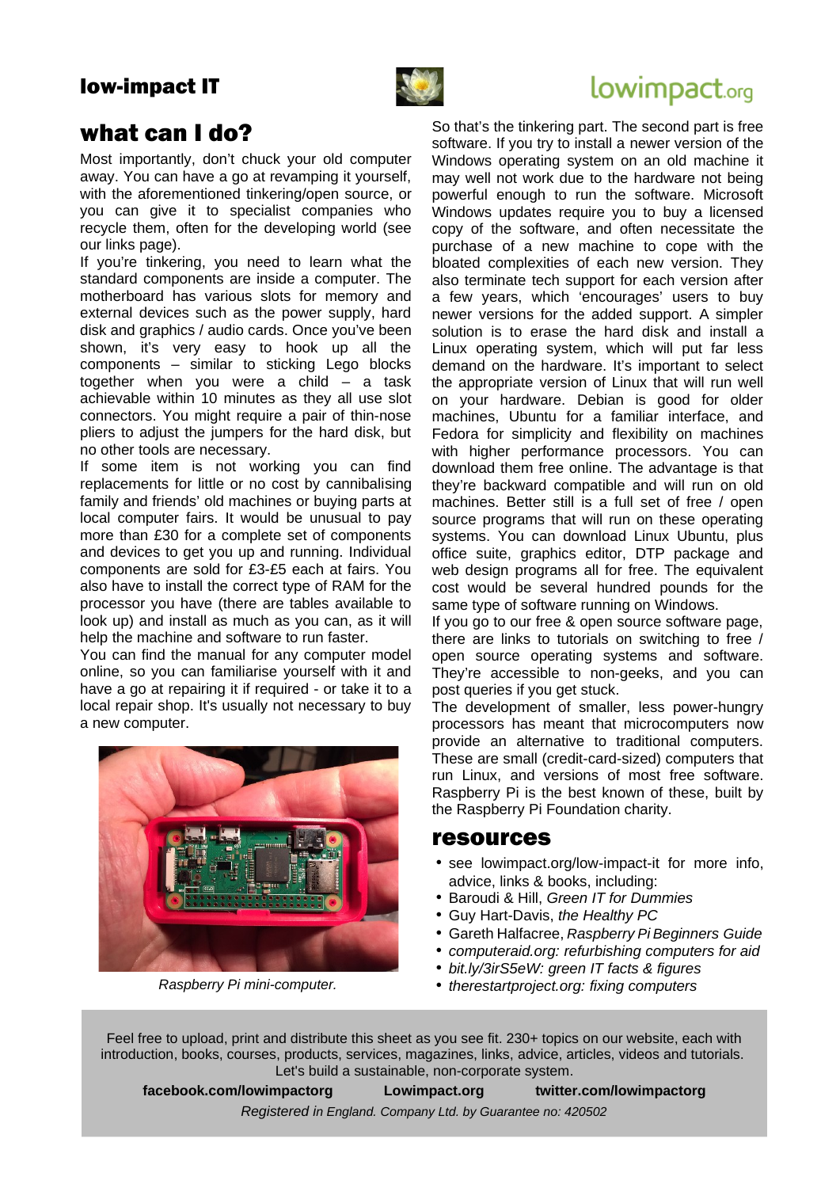# low-impact IT

lowimpact.org

## what can I do?

Most importantly, don't chuck your old computer away. You can have a go at revamping it yourself, with the aforementioned tinkering/open source, or you can give it to specialist companies who recycle them, often for the developing world (see our links page).

If you're tinkering, you need to learn what the standard components are inside a computer. The motherboard has various slots for memory and external devices such as the power supply, hard disk and graphics / audio cards. Once you've been shown, it's very easy to hook up all the components – similar to sticking Lego blocks together when you were a child – a task achievable within 10 minutes as they all use slot connectors. You might require a pair of thin-nose pliers to adjust the jumpers for the hard disk, but no other tools are necessary.

If some item is not working you can find replacements for little or no cost by cannibalising family and friends' old machines or buying parts at local computer fairs. It would be unusual to pay more than £30 for a complete set of components and devices to get you up and running. Individual components are sold for £3-£5 each at fairs. You also have to install the correct type of RAM for the processor you have (there are tables available to look up) and install as much as you can, as it will help the machine and software to run faster.

You can find the manual for any computer model online, so you can familiarise yourself with it and have a go at repairing it if required - or take it to a local repair shop. It's usually not necessary to buy a new computer.

*Raspberry Pi mini-computer.*

So that's the tinkering part. The second part is free software. If you try to install a newer version of the Windows operating system on an old machine it may well not work due to the hardware not being powerful enough to run the software. Microsoft Windows updates require you to buy a licensed copy of the software, and often necessitate the purchase of a new machine to cope with the bloated complexities of each new version. They also terminate tech support for each version after a few years, which 'encourages' users to buy newer versions for the added support. A simpler solution is to erase the hard disk and install a Linux operating system, which will put far less demand on the hardware. It's important to select the appropriate version of Linux that will run well on your hardware. Debian is good for older machines, Ubuntu for a familiar interface, and Fedora for simplicity and flexibility on machines with higher performance processors. You can download them free online. The advantage is that they're backward compatible and will run on old machines. Better still is a full set of free / open source programs that will run on these operating systems. You can download Linux Ubuntu, plus office suite, graphics editor, DTP package and web design programs all for free. The equivalent cost would be several hundred pounds for the same type of software running on Windows.

If you go to our free & open source software page, there are links to tutorials on switching to free / open source operating systems and software. They're accessible to non-geeks, and you can post queries if you get stuck.

The development of smaller, less power-hungry processors has meant that microcomputers now provide an alternative to traditional computers. These are small (credit-card-sized) computers that run Linux, and versions of most free software. Raspberry Pi is the best known of these, built by the Raspberry Pi Foundation charity.

## resources

- see lowimpact.org/low-impact-it for more info, advice, links & books, including:
- Baroudi & Hill, *Green IT for Dummies*
- Guy Hart-Davis, *the Healthy PC*
- Gareth Halfacree, *Raspberry Pi Beginners Guide*
- *computeraid.org: refurbishing computers for aid*
- *bit.ly/3irS5eW: green IT facts & figures*
- *therestartproject.org: fixing computers*

Feel free to upload, print and distribute this sheet as you see fit. 230+ topics on our website, each with introduction, books, courses, products, services, magazines, links, advice, articles, videos and tutorials. Let's build a sustainable, non-corporate system.

**facebook.com/lowimpactorg** **Lowimpact.org** **twitter.com/lowimpactorg**

*Registered in England. Company Ltd. by Guarantee no: 420502*